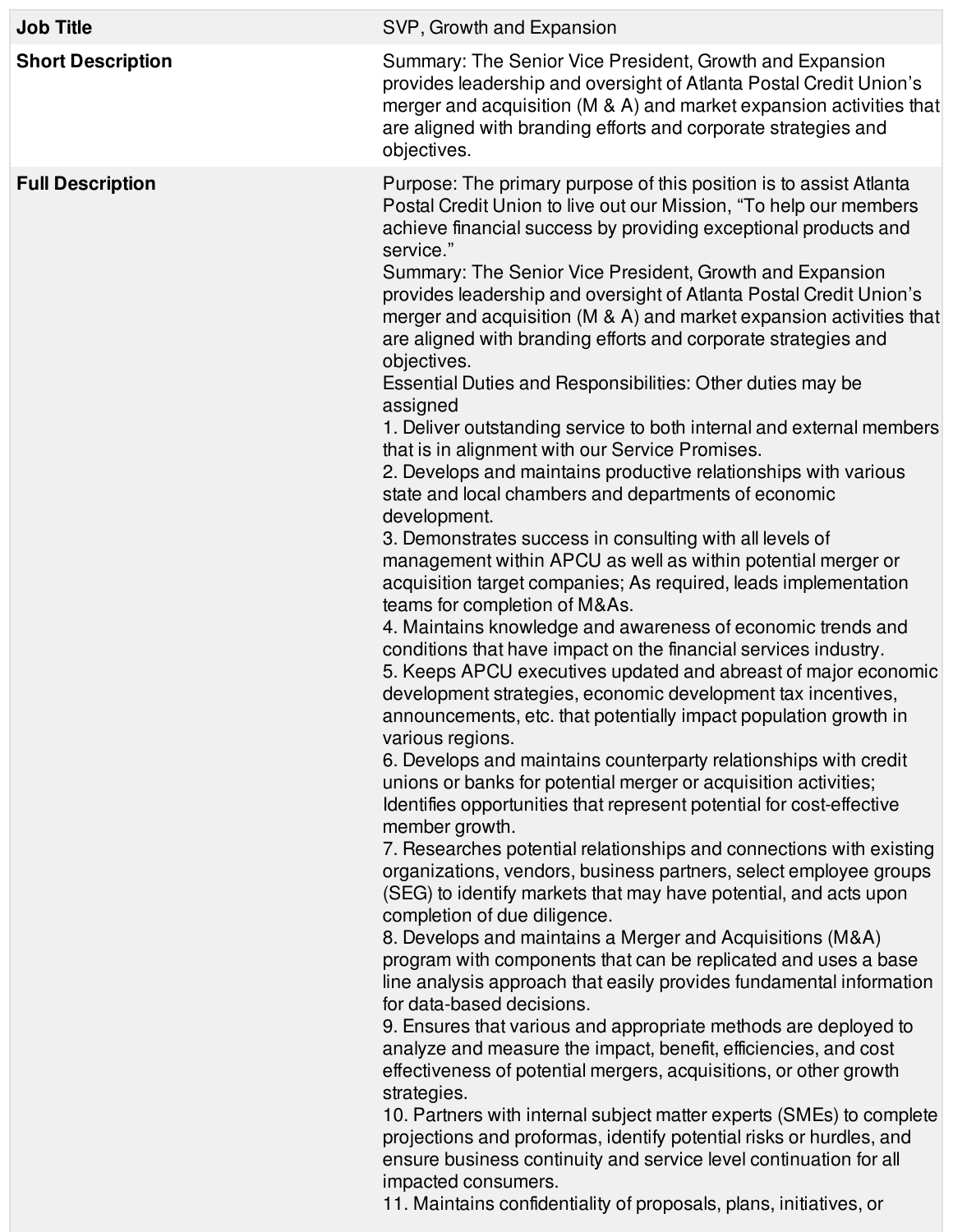| Job Title | SVP, Growth and Expansion |
| --- | --- |
| **Short Description** | Summary: The Senior Vice President, Growth and Expansion provides leadership and oversight of Atlanta Postal Credit Union's merger and acquisition (M & A) and market expansion activities that are aligned with branding efforts and corporate strategies and objectives. |
| **Full Description** | Purpose: The primary purpose of this position is to assist Atlanta Postal Credit Union to live out our Mission, "To help our members achieve financial success by providing exceptional products and service."<br>Summary: The Senior Vice President, Growth and Expansion provides leadership and oversight of Atlanta Postal Credit Union's merger and acquisition (M & A) and market expansion activities that are aligned with branding efforts and corporate strategies and objectives.<br>Essential Duties and Responsibilities: Other duties may be assigned<br>1. Deliver outstanding service to both internal and external members that is in alignment with our Service Promises.<br>2. Develops and maintains productive relationships with various state and local chambers and departments of economic development.<br>3. Demonstrates success in consulting with all levels of management within APCU as well as within potential merger or acquisition target companies; As required, leads implementation teams for completion of M&As.<br>4. Maintains knowledge and awareness of economic trends and conditions that have impact on the financial services industry.<br>5. Keeps APCU executives updated and abreast of major economic development strategies, economic development tax incentives, announcements, etc. that potentially impact population growth in various regions.<br>6. Develops and maintains counterparty relationships with credit unions or banks for potential merger or acquisition activities; Identifies opportunities that represent potential for cost-effective member growth.<br>7. Researches potential relationships and connections with existing organizations, vendors, business partners, select employee groups (SEG) to identify markets that may have potential, and acts upon completion of due diligence.<br>8. Develops and maintains a Merger and Acquisitions (M&A) program with components that can be replicated and uses a base line analysis approach that easily provides fundamental information for data-based decisions.<br>9. Ensures that various and appropriate methods are deployed to analyze and measure the impact, benefit, efficiencies, and cost effectiveness of potential mergers, acquisitions, or other growth strategies.<br>10. Partners with internal subject matter experts (SMEs) to complete projections and proformas, identify potential risks or hurdles, and ensure business continuity and service level continuation for all impacted consumers.<br>11. Maintains confidentiality of proposals, plans, initiatives, or |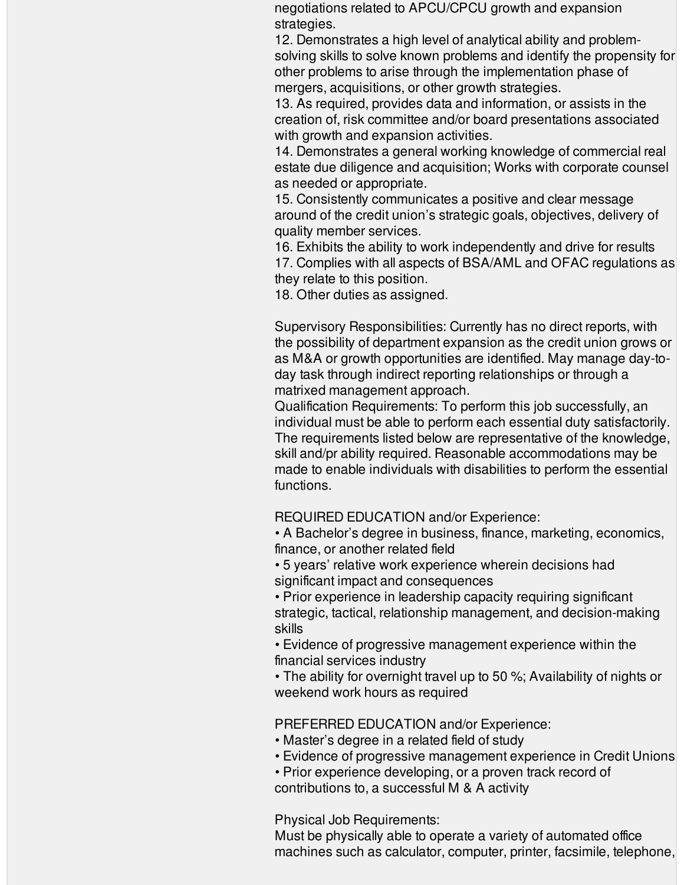negotiations related to APCU/CPCU growth and expansion strategies.

12. Demonstrates a high level of analytical ability and problem-solving skills to solve known problems and identify the propensity for other problems to arise through the implementation phase of mergers, acquisitions, or other growth strategies.
13. As required, provides data and information, or assists in the creation of, risk committee and/or board presentations associated with growth and expansion activities.
14. Demonstrates a general working knowledge of commercial real estate due diligence and acquisition; Works with corporate counsel as needed or appropriate.
15. Consistently communicates a positive and clear message around of the credit union's strategic goals, objectives, delivery of quality member services.
16. Exhibits the ability to work independently and drive for results
17. Complies with all aspects of BSA/AML and OFAC regulations as they relate to this position.
18. Other duties as assigned.

Supervisory Responsibilities: Currently has no direct reports, with the possibility of department expansion as the credit union grows or as M&A or growth opportunities are identified. May manage day-to-day task through indirect reporting relationships or through a matrixed management approach.

Qualification Requirements: To perform this job successfully, an individual must be able to perform each essential duty satisfactorily. The requirements listed below are representative of the knowledge, skill and/pr ability required. Reasonable accommodations may be made to enable individuals with disabilities to perform the essential functions.

REQUIRED EDUCATION and/or Experience:

- A Bachelor's degree in business, finance, marketing, economics, finance, or another related field
- 5 years' relative work experience wherein decisions had significant impact and consequences
- Prior experience in leadership capacity requiring significant strategic, tactical, relationship management, and decision-making skills
- Evidence of progressive management experience within the financial services industry
- The ability for overnight travel up to 50 %; Availability of nights or weekend work hours as required

PREFERRED EDUCATION and/or Experience:

- Master's degree in a related field of study
- Evidence of progressive management experience in Credit Unions
- Prior experience developing, or a proven track record of contributions to, a successful M & A activity

Physical Job Requirements:

Must be physically able to operate a variety of automated office machines such as calculator, computer, printer, facsimile, telephone,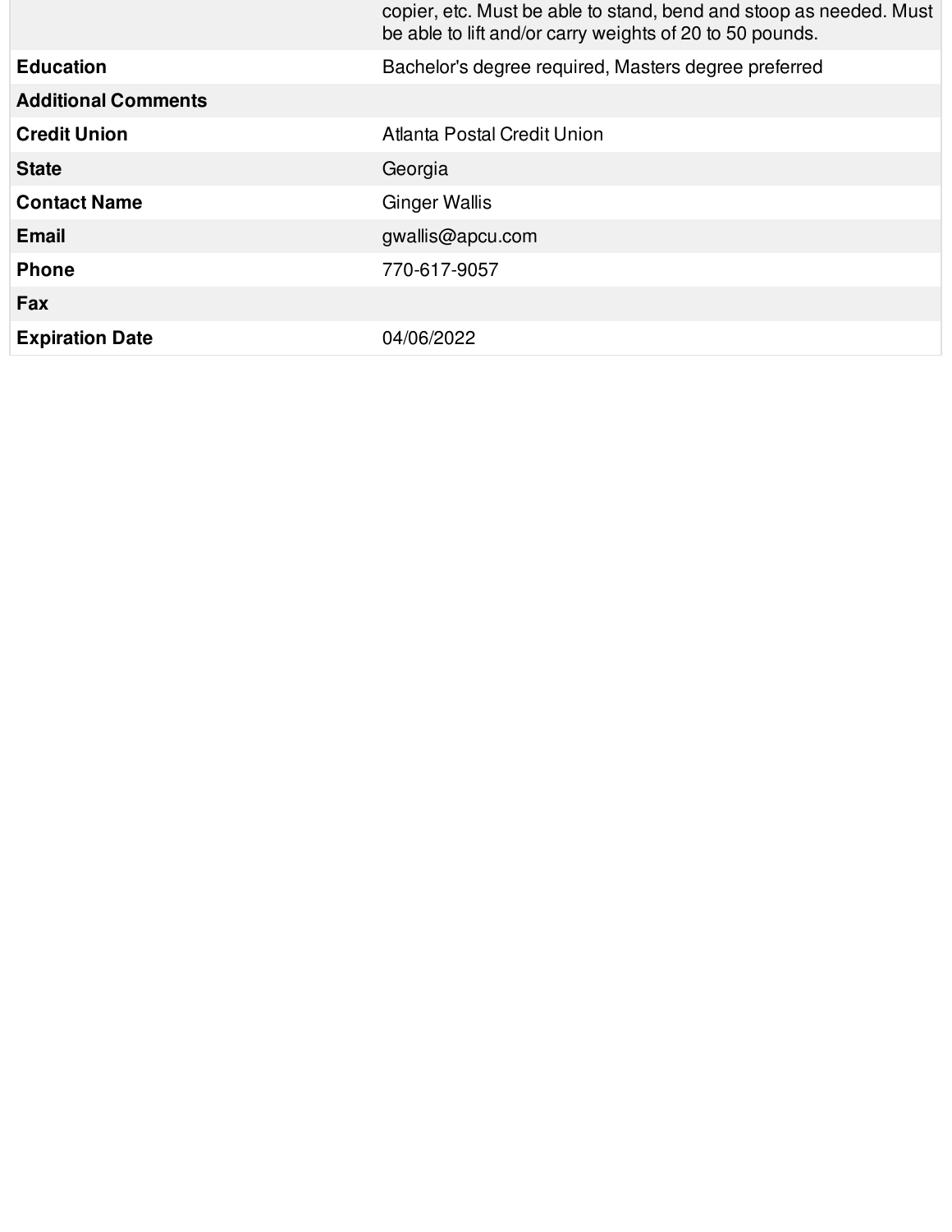| | |
|---|---|
| | copier, etc. Must be able to stand, bend and stoop as needed. Must be able to lift and/or carry weights of 20 to 50 pounds. |
| **Education** | Bachelor's degree required, Masters degree preferred |
| **Additional Comments** | |
| **Credit Union** | Atlanta Postal Credit Union |
| **State** | Georgia |
| **Contact Name** | Ginger Wallis |
| **Email** | gwallis@apcu.com |
| **Phone** | 770-617-9057 |
| **Fax** | |
| **Expiration Date** | 04/06/2022 |